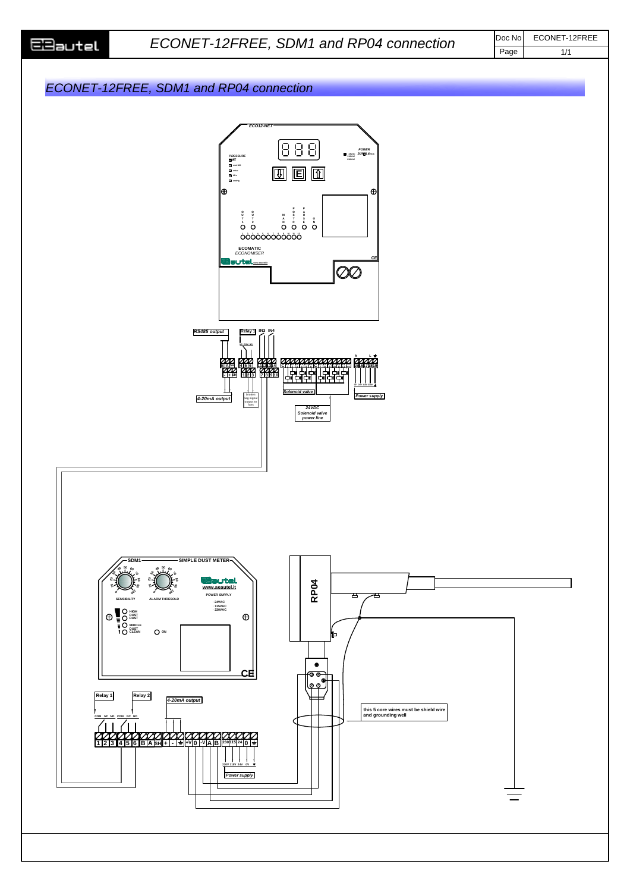# ECONET-12FREE, SDM1 and RP04 connection

| Doc No | ECONET-12FREE |
|---|---|
| Page | 1/1 |

## ECONET-12FREE, SDM1 and RP04 connection

ECO12-NET

PRESSURE

POWER SUPPLY

OUT 1 OUT 2 MAN POST C. PAUSE ON

ECOMATIC ECONOMISER

CE

RS485 output

Relay 1 IN3 IN4

NC COM NO

4-20mA output

broken bag signal output to fans

Solenoid valve

24VDC Solenoid valve power line

Power supply

SDM1 — SIMPLE DUST METER

www.aeautel.it

SENSIBILITY

ALARM THRESOLD

POWER SUPPLY
- 24VAC
- 115VAC
- 230VAC

HIGH DUST

MIDDLE DUST

CLEAN

ON

CE

RP04

Relay 1 Relay 2

COM NC NO COM NC NO

4-20mA output

1 2 3 4 5 6 B A SH + - ⏚ +V 0 -V A B 230 115 24 0 ⏚

230V 115V 24V 0V ⏚

Power supply

this 5 core wires must be shield wire and grounding well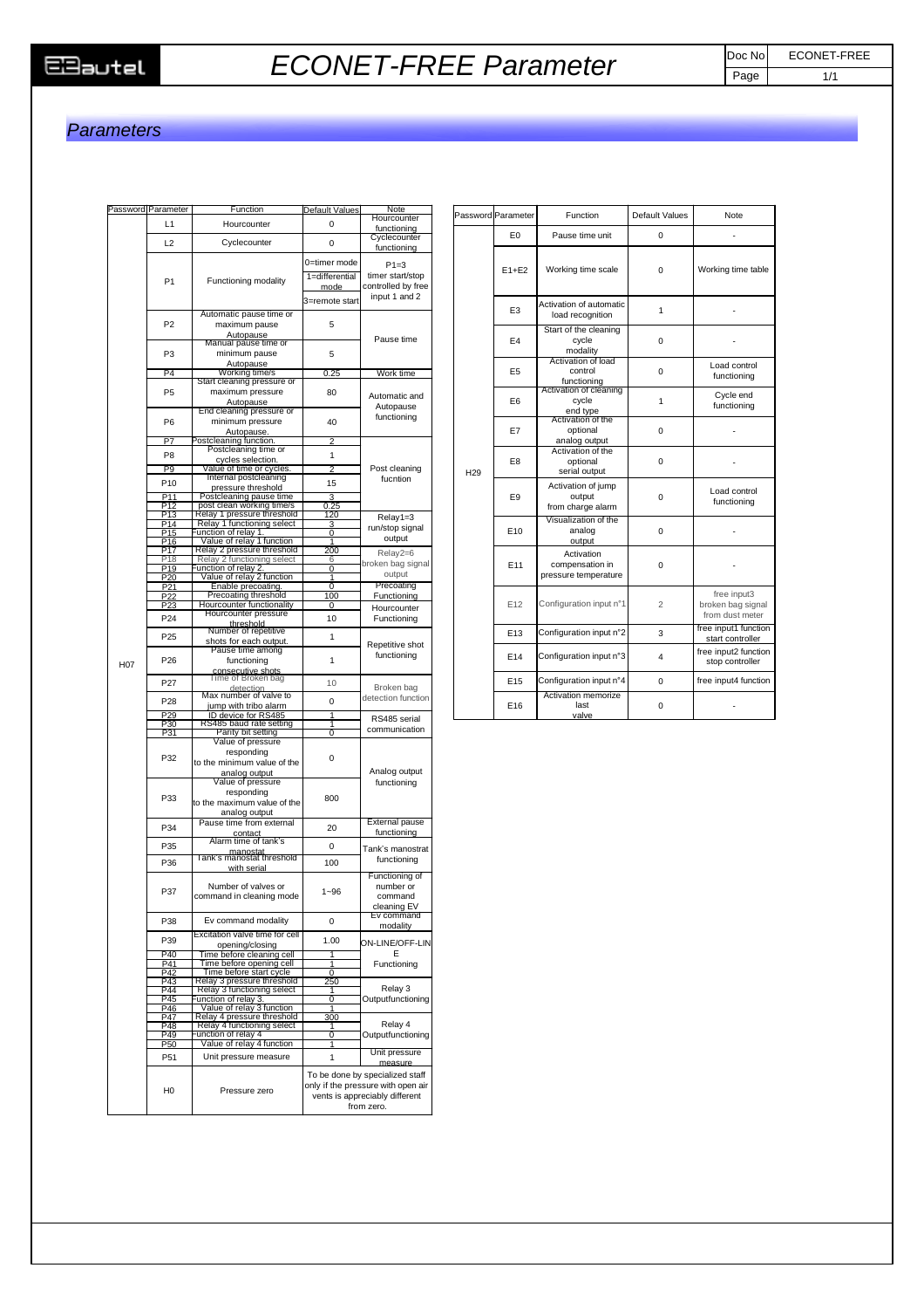## *Parameters*

| Password | Parameter | Function | Default Values | Note |
|---|---|---|---|---|
| H07 | L1 | Hourcounter | 0 | Hourcounter functioning |
| | L2 | Cyclecounter | 0 | Cyclecounter functioning |
| | P1 | Functioning modality | 0=timer mode 1=differential mode 3=remote start | P1=3 timer start/stop controlled by free input 1 and 2 |
| | P2 | Automatic pause time or maximum pause Autopause | 5 | Pause time |
| | P3 | Manual pause time or minimum pause Autopause | 5 | |
| | P4 | Working time/s | 0.25 | Work time |
| | P5 | Start cleaning pressure or maximum pressure Autopause | 80 | Automatic and Autopause functioning |
| | P6 | End cleaning pressure or minimum pressure Autopause. | 40 | |
| | P7 | Postcleaning function. | 2 | Post cleaning fucntion |
| | P8 | Postcleaning time or cycles selection. | 1 | |
| | P9 | Value of time or cycles. | 2 | |
| | P10 | Internal postcleaning pressure threshold | 15 | |
| | P11 | Postcleaning pause time | 3 | |
| | P12 | post clean working time/s | 0.25 | |
| | P13 | Relay 1 pressure threshold | 120 | Relay1=3 run/stop signal output |
| | P14 | Relay 1 functioning select | 3 | |
| | P15 | Function of relay 1. | 0 | |
| | P16 | Value of relay 1 function | 1 | |
| | P17 | Relay 2 pressure threshold | 200 | Relay2=6 broken bag signal output |
| | P18 | Relay 2 functioning select | 6 | |
| | P19 | Function of relay 2. | 0 | |
| | P20 | Value of relay 2 function | 1 | |
| | P21 | Enable precoating. | 0 | Precoating Functioning |
| | P22 | Precoating threshold | 100 | |
| | P23 | Hourcounter functionality | 0 | Hourcounter Functioning |
| | P24 | Hourcounter pressure threshold | 10 | |
| | P25 | Number of repetitive shots for each output. | 1 | Repetitive shot functioning |
| | P26 | Pause time among functioning consecutive shots | 1 | |
| | P27 | Time of Broken bag detection | 10 | Broken bag detection function |
| | P28 | Max number of valve to jump with tribo alarm | 0 | |
| | P29 | ID device for RS485 | 1 | RS485 serial communication |
| | P30 | RS485 baud rate setting | 1 | |
| | P31 | Parity bit setting | 0 | |
| | P32 | Value of pressure responding to the minimum value of the analog output | 0 | Analog output functioning |
| | P33 | Value of pressure responding to the maximum value of the analog output | 800 | |
| | P34 | Pause time from external contact | 20 | External pause functioning |
| | P35 | Alarm time of tank's manostat | 0 | Tank's manostrat functioning |
| | P36 | Tank's manostat threshold with serial | 100 | |
| | P37 | Number of valves or command in cleaning mode | 1~96 | Functioning of number or command cleaning EV |
| | P38 | Ev command modality | 0 | Ev command modality |
| | P39 | Excitation valve time for cell opening/closing | 1.00 | ON-LINE/OFF-LINE Functioning |
| | P40 | Time before cleaning cell | 1 | |
| | P41 | Time before opening cell | 1 | |
| | P42 | Time before start cycle | 0 | |
| | P43 | Relay 3 pressure threshold | 250 | Relay 3 Outputfunctioning |
| | P44 | Relay 3 functioning select | 1 | |
| | P45 | Function of relay 3. | 0 | |
| | P46 | Value of relay 3 function | 1 | |
| | P47 | Relay 4 pressure threshold | 300 | Relay 4 Outputfunctioning |
| | P48 | Relay 4 functioning select | 1 | |
| | P49 | Function of relay 4 | 0 | |
| | P50 | Value of relay 4 function | 1 | |
| | P51 | Unit pressure measure | 1 | Unit pressure measure |
| | H0 | Pressure zero | To be done by specialized staff only if the pressure with open air vents is appreciably different from zero. | |

| Password | Parameter | Function | Default Values | Note |
|---|---|---|---|---|
| H29 | E0 | Pause time unit | 0 | - |
| | E1+E2 | Working time scale | 0 | Working time table |
| | E3 | Activation of automatic load recognition | 1 | - |
| | E4 | Start of the cleaning cycle modality | 0 | - |
| | E5 | Activation of load control functioning | 0 | Load control functioning |
| | E6 | Activation of cleaning cycle end type | 1 | Cycle end functioning |
| | E7 | Activation of the optional analog output | 0 | - |
| | E8 | Activation of the optional serial output | 0 | - |
| | E9 | Activation of jump output from charge alarm | 0 | Load control functioning |
| | E10 | Visualization of the analog output | 0 | - |
| | E11 | Activation compensation in pressure temperature | 0 | - |
| | E12 | Configuration input n°1 | 2 | free input3 broken bag signal from dust meter |
| | E13 | Configuration input n°2 | 3 | free input1 function start controller |
| | E14 | Configuration input n°3 | 4 | free input2 function stop controller |
| | E15 | Configuration input n°4 | 0 | free input4 function |
| | E16 | Activation memorize last valve | 0 | - |